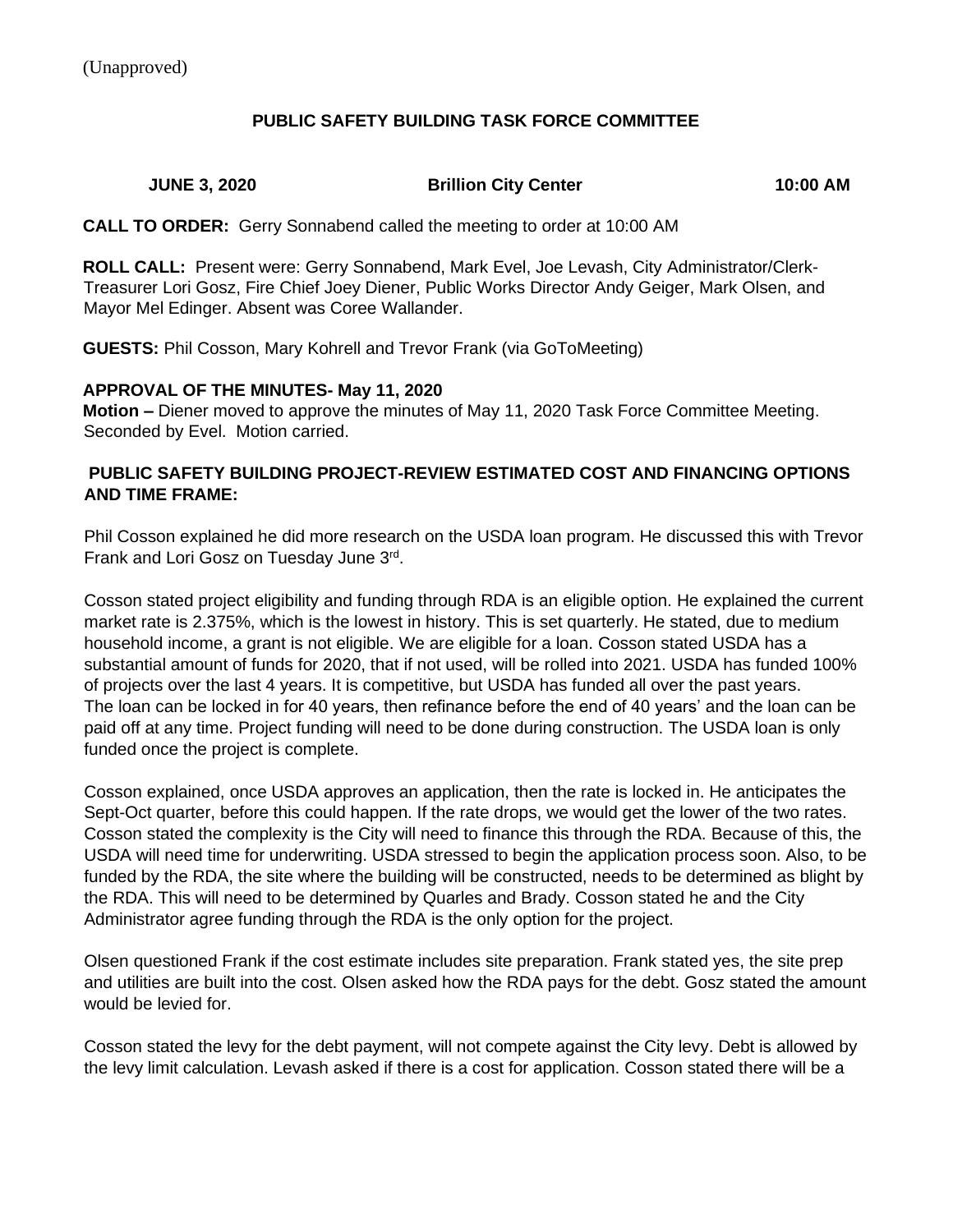(Unapproved)

## PUBLIC SAFETY BUILDING TASK FORCE COMMITTEE

**JUNE 3, 2020** **Brillion City Center** **10:00 AM**

**CALL TO ORDER:** Gerry Sonnabend called the meeting to order at 10:00 AM

**ROLL CALL:** Present were: Gerry Sonnabend, Mark Evel, Joe Levash, City Administrator/Clerk-Treasurer Lori Gosz, Fire Chief Joey Diener, Public Works Director Andy Geiger, Mark Olsen, and Mayor Mel Edinger. Absent was Coree Wallander.

**GUESTS:** Phil Cosson, Mary Kohrell and Trevor Frank (via GoToMeeting)

**APPROVAL OF THE MINUTES- May 11, 2020**
**Motion –** Diener moved to approve the minutes of May 11, 2020 Task Force Committee Meeting. Seconded by Evel. Motion carried.

**PUBLIC SAFETY BUILDING PROJECT-REVIEW ESTIMATED COST AND FINANCING OPTIONS AND TIME FRAME:**

Phil Cosson explained he did more research on the USDA loan program. He discussed this with Trevor Frank and Lori Gosz on Tuesday June 3rd.

Cosson stated project eligibility and funding through RDA is an eligible option. He explained the current market rate is 2.375%, which is the lowest in history. This is set quarterly. He stated, due to medium household income, a grant is not eligible. We are eligible for a loan. Cosson stated USDA has a substantial amount of funds for 2020, that if not used, will be rolled into 2021. USDA has funded 100% of projects over the last 4 years. It is competitive, but USDA has funded all over the past years. The loan can be locked in for 40 years, then refinance before the end of 40 years' and the loan can be paid off at any time. Project funding will need to be done during construction. The USDA loan is only funded once the project is complete.

Cosson explained, once USDA approves an application, then the rate is locked in. He anticipates the Sept-Oct quarter, before this could happen. If the rate drops, we would get the lower of the two rates. Cosson stated the complexity is the City will need to finance this through the RDA. Because of this, the USDA will need time for underwriting. USDA stressed to begin the application process soon. Also, to be funded by the RDA, the site where the building will be constructed, needs to be determined as blight by the RDA. This will need to be determined by Quarles and Brady. Cosson stated he and the City Administrator agree funding through the RDA is the only option for the project.

Olsen questioned Frank if the cost estimate includes site preparation. Frank stated yes, the site prep and utilities are built into the cost. Olsen asked how the RDA pays for the debt. Gosz stated the amount would be levied for.

Cosson stated the levy for the debt payment, will not compete against the City levy. Debt is allowed by the levy limit calculation. Levash asked if there is a cost for application. Cosson stated there will be a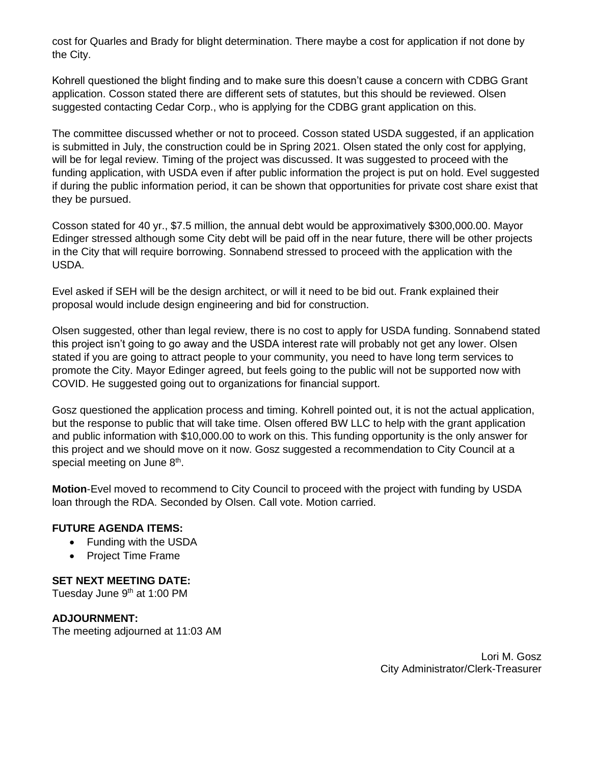cost for Quarles and Brady for blight determination. There maybe a cost for application if not done by the City.

Kohrell questioned the blight finding and to make sure this doesn't cause a concern with CDBG Grant application. Cosson stated there are different sets of statutes, but this should be reviewed. Olsen suggested contacting Cedar Corp., who is applying for the CDBG grant application on this.

The committee discussed whether or not to proceed. Cosson stated USDA suggested, if an application is submitted in July, the construction could be in Spring 2021. Olsen stated the only cost for applying, will be for legal review. Timing of the project was discussed. It was suggested to proceed with the funding application, with USDA even if after public information the project is put on hold. Evel suggested if during the public information period, it can be shown that opportunities for private cost share exist that they be pursued.

Cosson stated for 40 yr., $7.5 million, the annual debt would be approximatively $300,000.00. Mayor Edinger stressed although some City debt will be paid off in the near future, there will be other projects in the City that will require borrowing. Sonnabend stressed to proceed with the application with the USDA.

Evel asked if SEH will be the design architect, or will it need to be bid out. Frank explained their proposal would include design engineering and bid for construction.

Olsen suggested, other than legal review, there is no cost to apply for USDA funding. Sonnabend stated this project isn't going to go away and the USDA interest rate will probably not get any lower. Olsen stated if you are going to attract people to your community, you need to have long term services to promote the City. Mayor Edinger agreed, but feels going to the public will not be supported now with COVID. He suggested going out to organizations for financial support.

Gosz questioned the application process and timing. Kohrell pointed out, it is not the actual application, but the response to public that will take time. Olsen offered BW LLC to help with the grant application and public information with $10,000.00 to work on this. This funding opportunity is the only answer for this project and we should move on it now. Gosz suggested a recommendation to City Council at a special meeting on June 8th.

**Motion**-Evel moved to recommend to City Council to proceed with the project with funding by USDA loan through the RDA. Seconded by Olsen. Call vote. Motion carried.

**FUTURE AGENDA ITEMS:**

- Funding with the USDA
- Project Time Frame

**SET NEXT MEETING DATE:**
Tuesday June 9th at 1:00 PM

**ADJOURNMENT:**
The meeting adjourned at 11:03 AM

Lori M. Gosz
City Administrator/Clerk-Treasurer